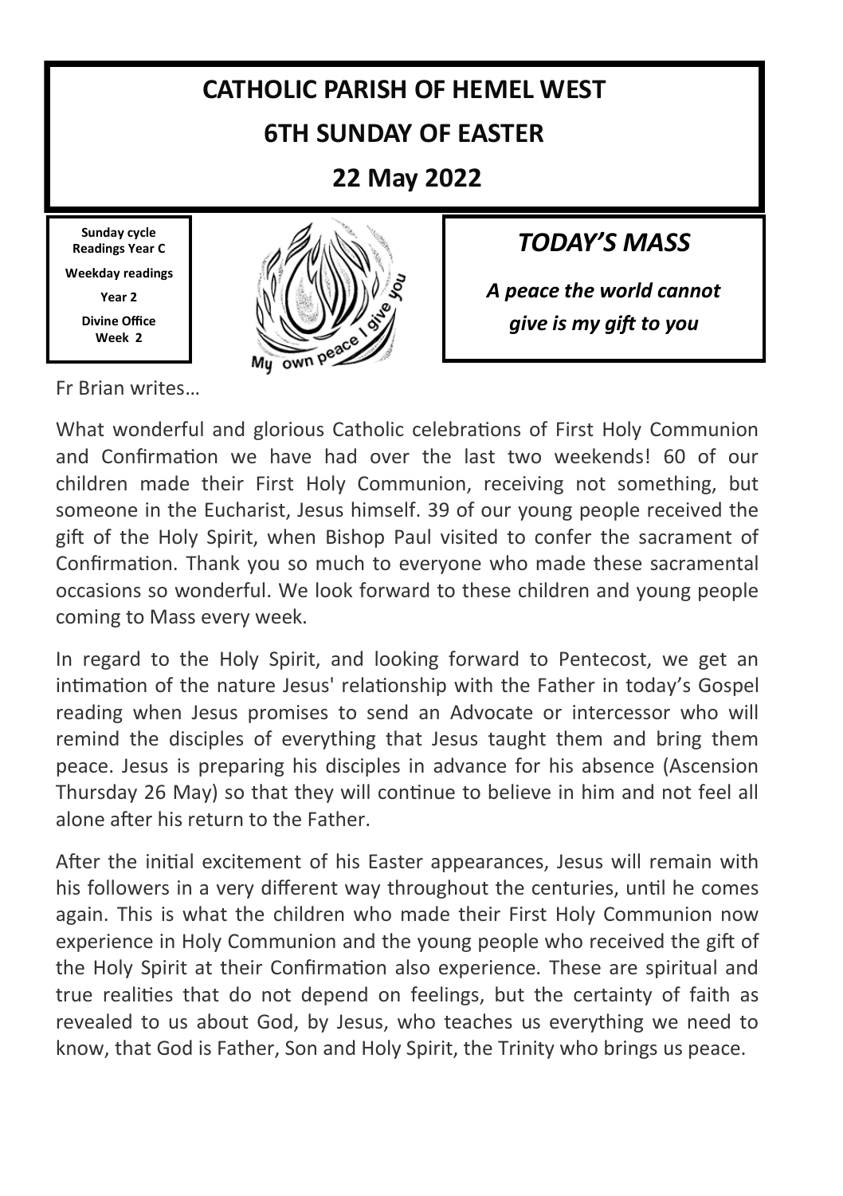# CATHOLIC PARISH OF HEMEL WEST

## 6TH SUNDAY OF EASTER

## 22 May 2022

**Sunday cycle Readings Year C**

**Weekday readings Year 2**

**Divine Office Week 2**

My own peace I give you

## *TODAY'S MASS*

***A peace the world cannot give is my gift to you***

Fr Brian writes…

What wonderful and glorious Catholic celebrations of First Holy Communion and Confirmation we have had over the last two weekends! 60 of our children made their First Holy Communion, receiving not something, but someone in the Eucharist, Jesus himself. 39 of our young people received the gift of the Holy Spirit, when Bishop Paul visited to confer the sacrament of Confirmation. Thank you so much to everyone who made these sacramental occasions so wonderful. We look forward to these children and young people coming to Mass every week.

In regard to the Holy Spirit, and looking forward to Pentecost, we get an intimation of the nature Jesus' relationship with the Father in today's Gospel reading when Jesus promises to send an Advocate or intercessor who will remind the disciples of everything that Jesus taught them and bring them peace. Jesus is preparing his disciples in advance for his absence (Ascension Thursday 26 May) so that they will continue to believe in him and not feel all alone after his return to the Father.

After the initial excitement of his Easter appearances, Jesus will remain with his followers in a very different way throughout the centuries, until he comes again. This is what the children who made their First Holy Communion now experience in Holy Communion and the young people who received the gift of the Holy Spirit at their Confirmation also experience. These are spiritual and true realities that do not depend on feelings, but the certainty of faith as revealed to us about God, by Jesus, who teaches us everything we need to know, that God is Father, Son and Holy Spirit, the Trinity who brings us peace.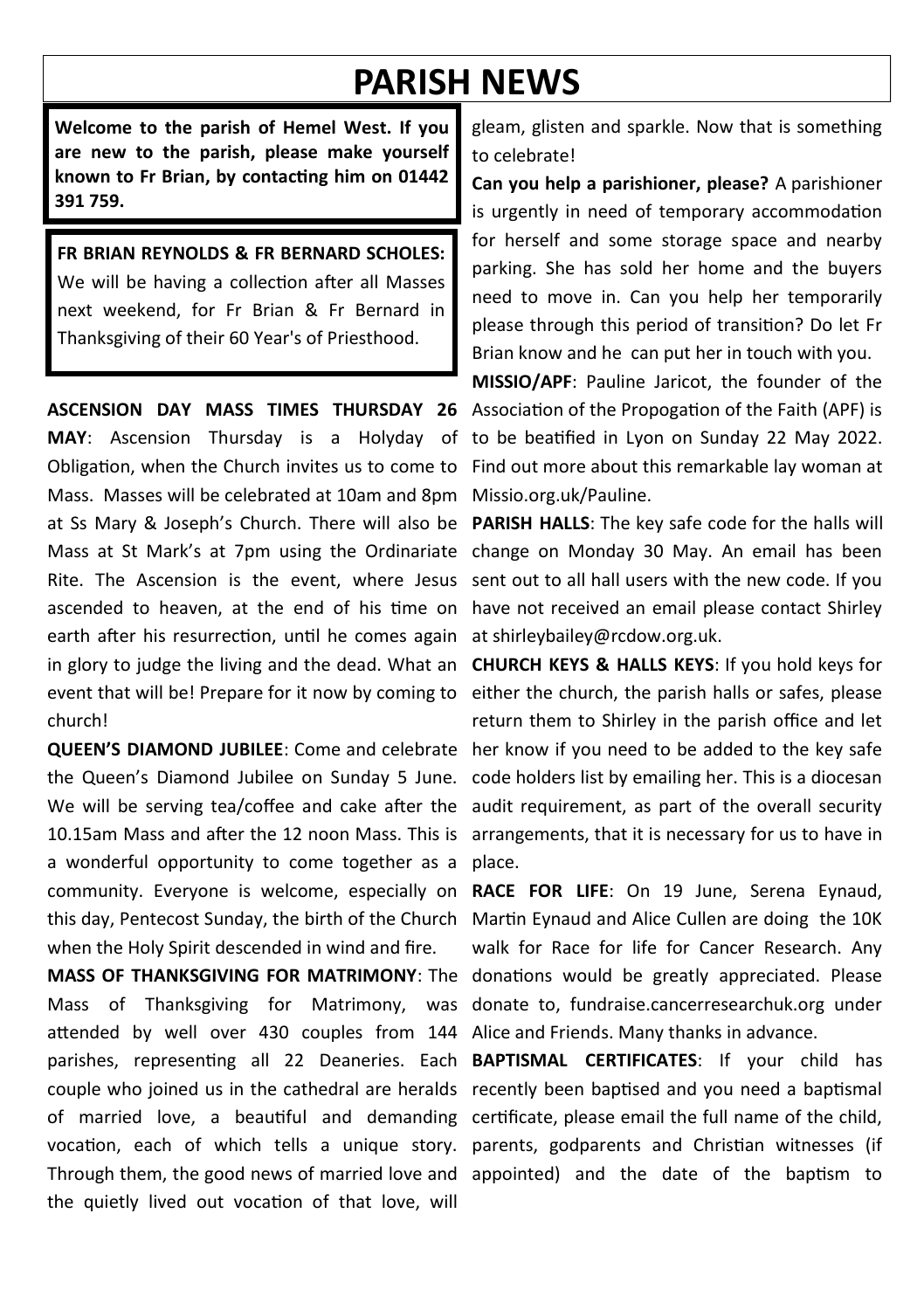# PARISH NEWS

**Welcome to the parish of Hemel West. If you are new to the parish, please make yourself known to Fr Brian, by contacting him on 01442 391 759.**

**FR BRIAN REYNOLDS & FR BERNARD SCHOLES:** We will be having a collection after all Masses next weekend, for Fr Brian & Fr Bernard in Thanksgiving of their 60 Year's of Priesthood.

**ASCENSION DAY MASS TIMES THURSDAY 26 MAY**: Ascension Thursday is a Holyday of Obligation, when the Church invites us to come to Mass. Masses will be celebrated at 10am and 8pm at Ss Mary & Joseph's Church. There will also be Mass at St Mark's at 7pm using the Ordinariate Rite. The Ascension is the event, where Jesus ascended to heaven, at the end of his time on earth after his resurrection, until he comes again in glory to judge the living and the dead. What an event that will be! Prepare for it now by coming to church!

**QUEEN'S DIAMOND JUBILEE**: Come and celebrate the Queen's Diamond Jubilee on Sunday 5 June. We will be serving tea/coffee and cake after the 10.15am Mass and after the 12 noon Mass. This is a wonderful opportunity to come together as a community. Everyone is welcome, especially on this day, Pentecost Sunday, the birth of the Church when the Holy Spirit descended in wind and fire.

**MASS OF THANKSGIVING FOR MATRIMONY**: The Mass of Thanksgiving for Matrimony, was attended by well over 430 couples from 144 parishes, representing all 22 Deaneries. Each couple who joined us in the cathedral are heralds of married love, a beautiful and demanding vocation, each of which tells a unique story. Through them, the good news of married love and the quietly lived out vocation of that love, will gleam, glisten and sparkle. Now that is something to celebrate!

**Can you help a parishioner, please?** A parishioner is urgently in need of temporary accommodation for herself and some storage space and nearby parking. She has sold her home and the buyers need to move in. Can you help her temporarily please through this period of transition? Do let Fr Brian know and he can put her in touch with you.

**MISSIO/APF**: Pauline Jaricot, the founder of the Association of the Propogation of the Faith (APF) is to be beatified in Lyon on Sunday 22 May 2022. Find out more about this remarkable lay woman at Missio.org.uk/Pauline.

**PARISH HALLS**: The key safe code for the halls will change on Monday 30 May. An email has been sent out to all hall users with the new code. If you have not received an email please contact Shirley at shirleybailey@rcdow.org.uk.

**CHURCH KEYS & HALLS KEYS**: If you hold keys for either the church, the parish halls or safes, please return them to Shirley in the parish office and let her know if you need to be added to the key safe code holders list by emailing her. This is a diocesan audit requirement, as part of the overall security arrangements, that it is necessary for us to have in place.

**RACE FOR LIFE**: On 19 June, Serena Eynaud, Martin Eynaud and Alice Cullen are doing the 10K walk for Race for life for Cancer Research. Any donations would be greatly appreciated. Please donate to, fundraise.cancerresearchuk.org under Alice and Friends. Many thanks in advance.

**BAPTISMAL CERTIFICATES**: If your child has recently been baptised and you need a baptismal certificate, please email the full name of the child, parents, godparents and Christian witnesses (if appointed) and the date of the baptism to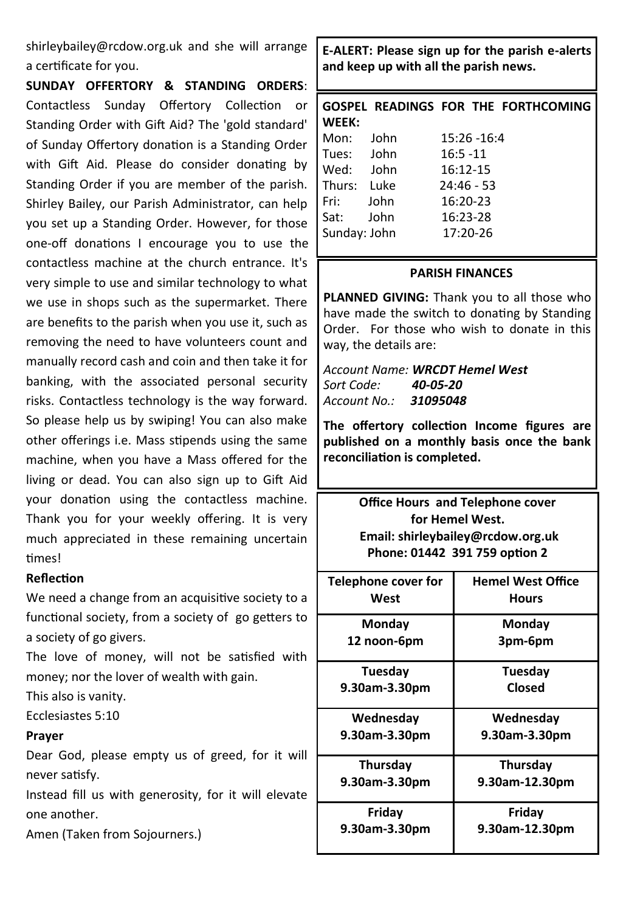shirleybailey@rcdow.org.uk and she will arrange a certificate for you.

**SUNDAY OFFERTORY & STANDING ORDERS**: Contactless Sunday Offertory Collection or Standing Order with Gift Aid? The 'gold standard' of Sunday Offertory donation is a Standing Order with Gift Aid. Please do consider donating by Standing Order if you are member of the parish. Shirley Bailey, our Parish Administrator, can help you set up a Standing Order. However, for those one-off donations I encourage you to use the contactless machine at the church entrance. It's very simple to use and similar technology to what we use in shops such as the supermarket. There are benefits to the parish when you use it, such as removing the need to have volunteers count and manually record cash and coin and then take it for banking, with the associated personal security risks. Contactless technology is the way forward. So please help us by swiping! You can also make other offerings i.e. Mass stipends using the same machine, when you have a Mass offered for the living or dead. You can also sign up to Gift Aid your donation using the contactless machine. Thank you for your weekly offering. It is very much appreciated in these remaining uncertain times!

**Reflection**

We need a change from an acquisitive society to a functional society, from a society of go getters to a society of go givers.

The love of money, will not be satisfied with money; nor the lover of wealth with gain.

This also is vanity.

Ecclesiastes 5:10

**Prayer**

Dear God, please empty us of greed, for it will never satisfy.

Instead fill us with generosity, for it will elevate one another.

Amen (Taken from Sojourners.)

**E-ALERT: Please sign up for the parish e-alerts and keep up with all the parish news.**

**GOSPEL READINGS FOR THE FORTHCOMING WEEK:**

| Day | Gospel | Reading |
|---|---|---|
| Mon: | John | 15:26 -16:4 |
| Tues: | John | 16:5 -11 |
| Wed: | John | 16:12-15 |
| Thurs: | Luke | 24:46 - 53 |
| Fri: | John | 16:20-23 |
| Sat: | John | 16:23-28 |
| Sunday: | John | 17:20-26 |

**PARISH FINANCES**

**PLANNED GIVING:** Thank you to all those who have made the switch to donating by Standing Order. For those who wish to donate in this way, the details are:

*Account Name:* ***WRCDT Hemel West***
*Sort Code:* ***40-05-20***
*Account No.:* ***31095048***

**The offertory collection Income figures are published on a monthly basis once the bank reconciliation is completed.**

**Office Hours and Telephone cover for Hemel West.**
**Email: shirleybailey@rcdow.org.uk**
**Phone: 01442 391 759 option 2**

| Telephone cover for West | Hemel West Office Hours |
|---|---|
| **Monday** 12 noon-6pm | **Monday** 3pm-6pm |
| **Tuesday** 9.30am-3.30pm | **Tuesday** Closed |
| **Wednesday** 9.30am-3.30pm | **Wednesday** 9.30am-3.30pm |
| **Thursday** 9.30am-3.30pm | **Thursday** 9.30am-12.30pm |
| **Friday** 9.30am-3.30pm | **Friday** 9.30am-12.30pm |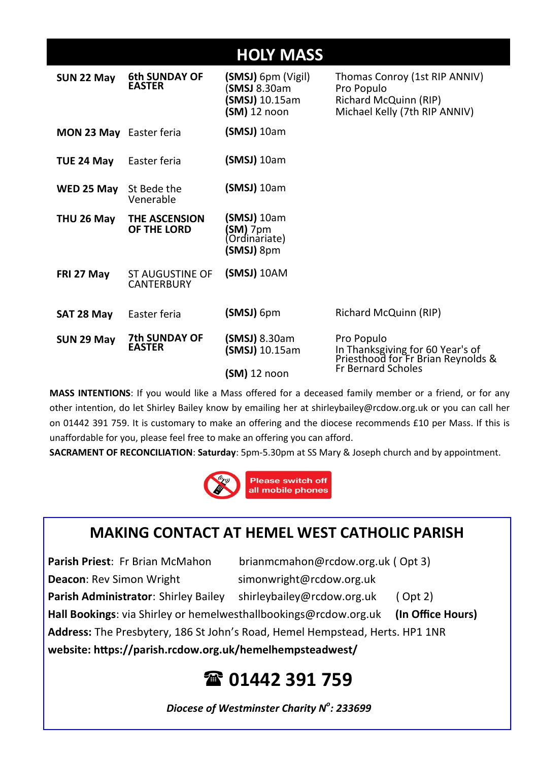# HOLY MASS

| | | | |
|---|---|---|---|
| **SUN 22 May** | **6th SUNDAY OF EASTER** | **(SMSJ)** 6pm (Vigil)<br>(**SMSJ** 8.30am<br>**(SMSJ)** 10.15am<br>**(SM)** 12 noon | Thomas Conroy (1st RIP ANNIV)<br>Pro Populo<br>Richard McQuinn (RIP)<br>Michael Kelly (7th RIP ANNIV) |
| **MON 23 May** | Easter feria | **(SMSJ)** 10am | |
| **TUE 24 May** | Easter feria | **(SMSJ)** 10am | |
| **WED 25 May** | St Bede the Venerable | **(SMSJ)** 10am | |
| **THU 26 May** | **THE ASCENSION OF THE LORD** | **(SMSJ)** 10am<br>**(SM)** 7pm (Ordinariate)<br>**(SMSJ)** 8pm | |
| **FRI 27 May** | ST AUGUSTINE OF CANTERBURY | **(SMSJ)** 10AM | |
| **SAT 28 May** | Easter feria | **(SMSJ)** 6pm | Richard McQuinn (RIP) |
| **SUN 29 May** | **7th SUNDAY OF EASTER** | **(SMSJ)** 8.30am<br>**(SMSJ)** 10.15am<br>**(SM)** 12 noon | Pro Populo<br>In Thanksgiving for 60 Year's of Priesthood for Fr Brian Reynolds & Fr Bernard Scholes |

**MASS INTENTIONS**: If you would like a Mass offered for a deceased family member or a friend, or for any other intention, do let Shirley Bailey know by emailing her at shirleybailey@rcdow.org.uk or you can call her on 01442 391 759. It is customary to make an offering and the diocese recommends £10 per Mass. If this is unaffordable for you, please feel free to make an offering you can afford.

**SACRAMENT OF RECONCILIATION**: **Saturday**: 5pm-5.30pm at SS Mary & Joseph church and by appointment.

Please switch off all mobile phones

## MAKING CONTACT AT HEMEL WEST CATHOLIC PARISH

**Parish Priest**: Fr Brian McMahon brianmcmahon@rcdow.org.uk ( Opt 3)
**Deacon**: Rev Simon Wright simonwright@rcdow.org.uk
**Parish Administrator**: Shirley Bailey shirleybailey@rcdow.org.uk ( Opt 2)
**Hall Bookings**: via Shirley or hemelwesthallbookings@rcdow.org.uk **(In Office Hours)**
**Address:** The Presbytery, 186 St John's Road, Hemel Hempstead, Herts. HP1 1NR
**website: https://parish.rcdow.org.uk/hemelhempsteadwest/**

## ☎ 01442 391 759

***Diocese of Westminster Charity N°: 233699***